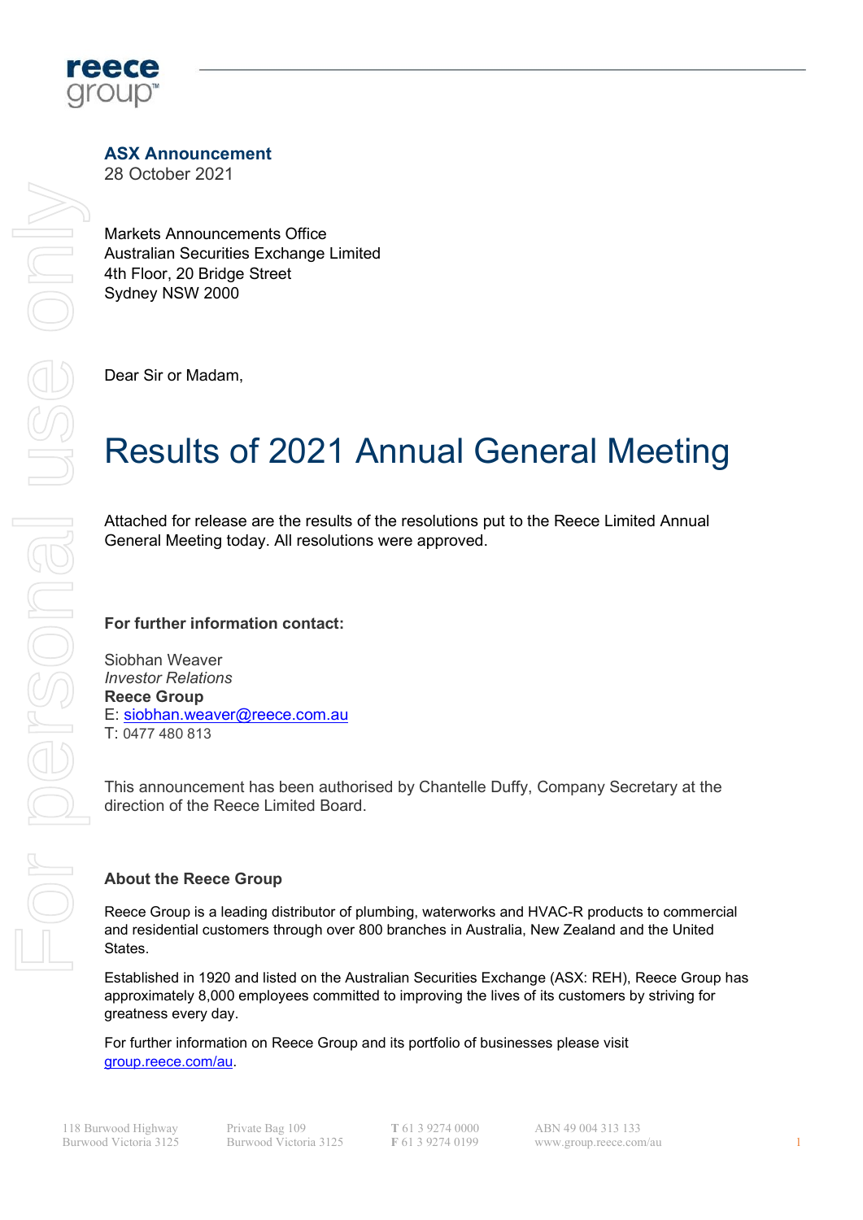**ASX Announcement**
28 October 2021

Markets Announcements Office
Australian Securities Exchange Limited
4th Floor, 20 Bridge Street
Sydney NSW 2000

Dear Sir or Madam,

# Results of 2021 Annual General Meeting

Attached for release are the results of the resolutions put to the Reece Limited Annual General Meeting today. All resolutions were approved.

**For further information contact:**

Siobhan Weaver
*Investor Relations*
**Reece Group**
E: siobhan.weaver@reece.com.au
T: 0477 480 813

This announcement has been authorised by Chantelle Duffy, Company Secretary at the direction of the Reece Limited Board.

**About the Reece Group**

Reece Group is a leading distributor of plumbing, waterworks and HVAC-R products to commercial and residential customers through over 800 branches in Australia, New Zealand and the United States.

Established in 1920 and listed on the Australian Securities Exchange (ASX: REH), Reece Group has approximately 8,000 employees committed to improving the lives of its customers by striving for greatness every day.

For further information on Reece Group and its portfolio of businesses please visit group.reece.com/au.

118 Burwood Highway
Burwood Victoria 3125

Private Bag 109
Burwood Victoria 3125

**T** 61 3 9274 0000
**F** 61 3 9274 0199

ABN 49 004 313 133
www.group.reece.com/au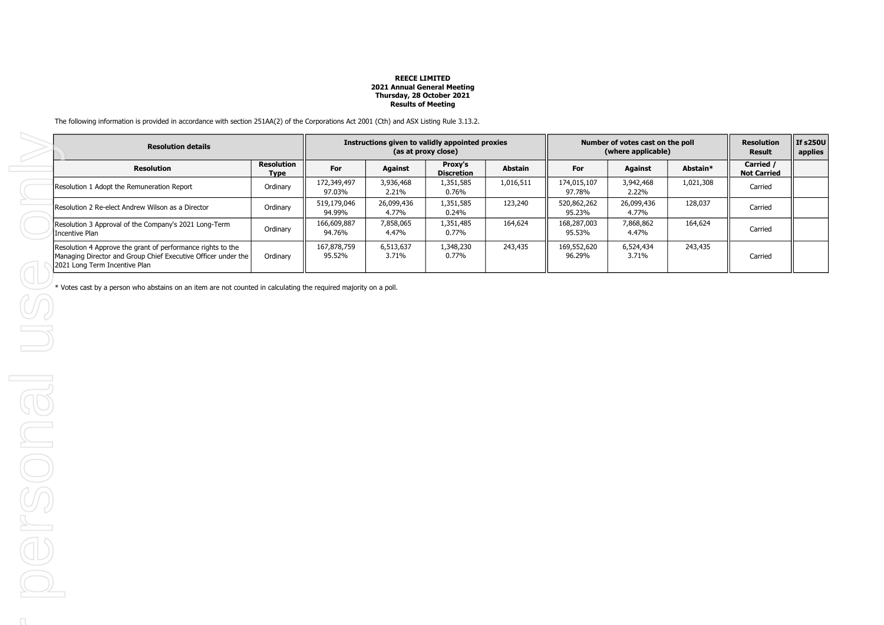**REECE LIMITED**
**2021 Annual General Meeting**
**Thursday, 28 October 2021**
**Results of Meeting**

The following information is provided in accordance with section 251AA(2) of the Corporations Act 2001 (Cth) and ASX Listing Rule 3.13.2.

| Resolution details | | Instructions given to validly appointed proxies (as at proxy close) | | | | Number of votes cast on the poll (where applicable) | | | Resolution Result | If s250U applies |
|---|---|---|---|---|---|---|---|---|---|---|
| **Resolution** | **Resolution Type** | **For** | **Against** | **Proxy's Discretion** | **Abstain** | **For** | **Against** | **Abstain*** | **Carried / Not Carried** | |
| Resolution 1 Adopt the Remuneration Report | Ordinary | 172,349,497 97.03% | 3,936,468 2.21% | 1,351,585 0.76% | 1,016,511 | 174,015,107 97.78% | 3,942,468 2.22% | 1,021,308 | Carried | |
| Resolution 2 Re-elect Andrew Wilson as a Director | Ordinary | 519,179,046 94.99% | 26,099,436 4.77% | 1,351,585 0.24% | 123,240 | 520,862,262 95.23% | 26,099,436 4.77% | 128,037 | Carried | |
| Resolution 3 Approval of the Company's 2021 Long-Term Incentive Plan | Ordinary | 166,609,887 94.76% | 7,858,065 4.47% | 1,351,485 0.77% | 164,624 | 168,287,003 95.53% | 7,868,862 4.47% | 164,624 | Carried | |
| Resolution 4 Approve the grant of performance rights to the Managing Director and Group Chief Executive Officer under the 2021 Long Term Incentive Plan | Ordinary | 167,878,759 95.52% | 6,513,637 3.71% | 1,348,230 0.77% | 243,435 | 169,552,620 96.29% | 6,524,434 3.71% | 243,435 | Carried | |

* Votes cast by a person who abstains on an item are not counted in calculating the required majority on a poll.